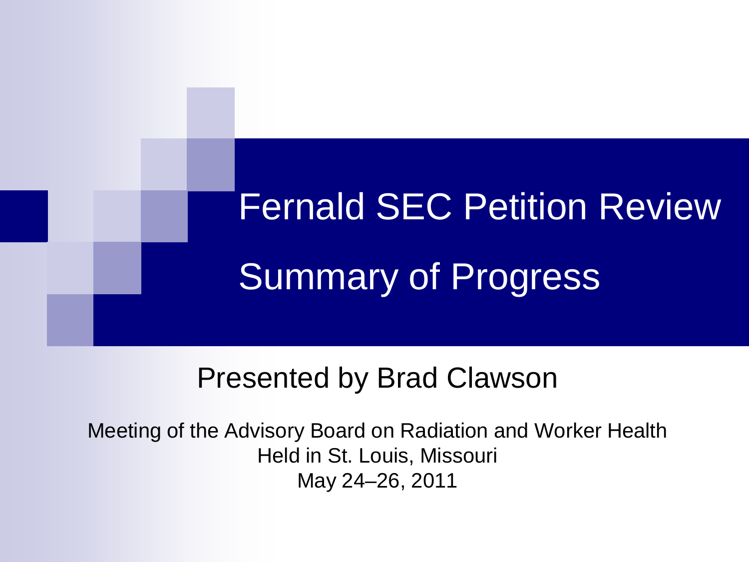# Fernald SEC Petition Review

## Summary of Progress

Presented by Brad Clawson

Meeting of the Advisory Board on Radiation and Worker Health
Held in St. Louis, Missouri
May 24–26, 2011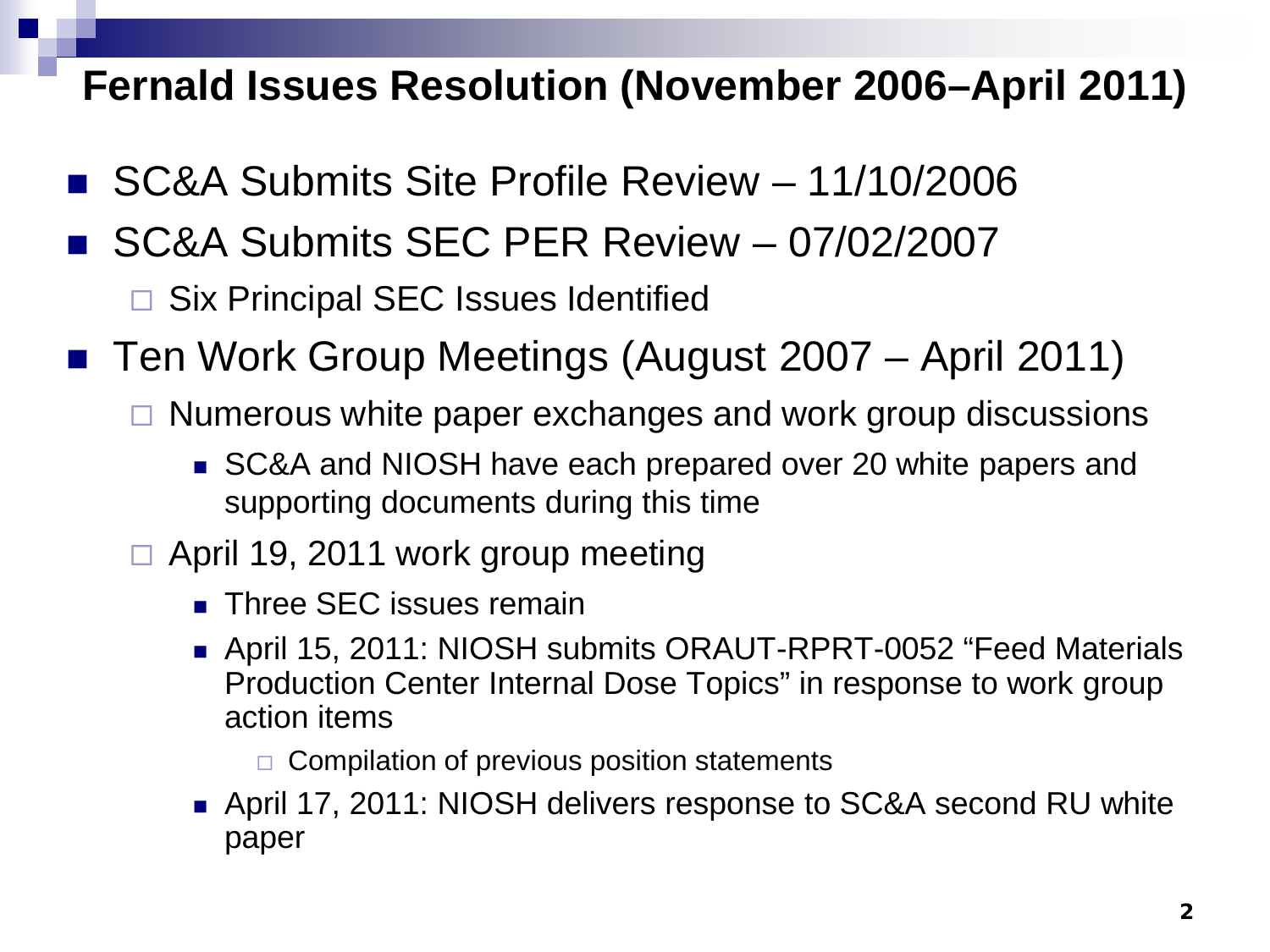# Fernald Issues Resolution (November 2006–April 2011)

- SC&A Submits Site Profile Review – 11/10/2006
- SC&A Submits SEC PER Review – 07/02/2007
  - Six Principal SEC Issues Identified
- Ten Work Group Meetings (August 2007 – April 2011)
  - Numerous white paper exchanges and work group discussions
    - SC&A and NIOSH have each prepared over 20 white papers and supporting documents during this time
  - April 19, 2011 work group meeting
    - Three SEC issues remain
    - April 15, 2011: NIOSH submits ORAUT-RPRT-0052 "Feed Materials Production Center Internal Dose Topics" in response to work group action items
      - Compilation of previous position statements
    - April 17, 2011: NIOSH delivers response to SC&A second RU white paper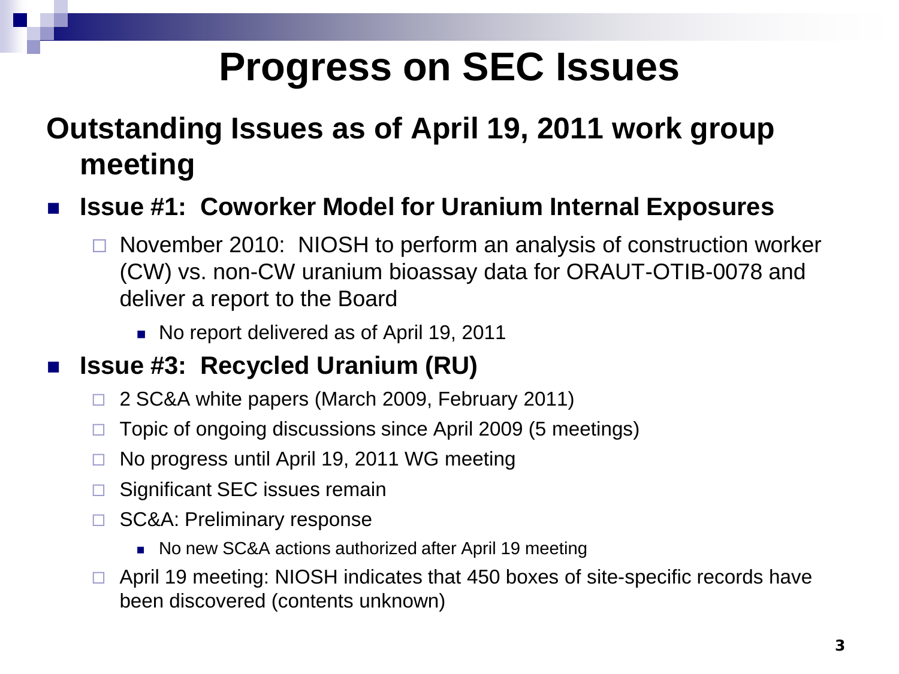# Progress on SEC Issues

## Outstanding Issues as of April 19, 2011 work group meeting

- **Issue #1: Coworker Model for Uranium Internal Exposures**
  - November 2010: NIOSH to perform an analysis of construction worker (CW) vs. non-CW uranium bioassay data for ORAUT-OTIB-0078 and deliver a report to the Board
    - No report delivered as of April 19, 2011
- **Issue #3: Recycled Uranium (RU)**
  - 2 SC&A white papers (March 2009, February 2011)
  - Topic of ongoing discussions since April 2009 (5 meetings)
  - No progress until April 19, 2011 WG meeting
  - Significant SEC issues remain
  - SC&A: Preliminary response
    - No new SC&A actions authorized after April 19 meeting
  - April 19 meeting: NIOSH indicates that 450 boxes of site-specific records have been discovered (contents unknown)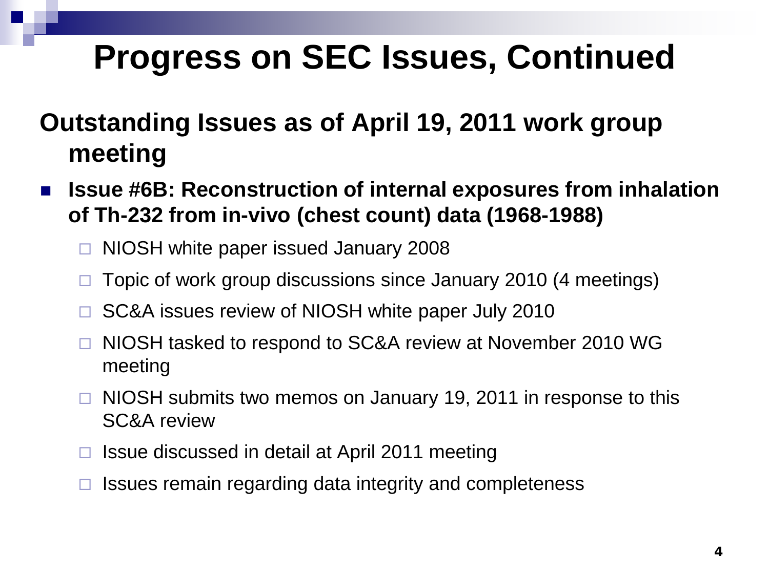# Progress on SEC Issues, Continued

## Outstanding Issues as of April 19, 2011 work group meeting

- **Issue #6B: Reconstruction of internal exposures from inhalation of Th-232 from in-vivo (chest count) data (1968-1988)**
  - NIOSH white paper issued January 2008
  - Topic of work group discussions since January 2010 (4 meetings)
  - SC&A issues review of NIOSH white paper July 2010
  - NIOSH tasked to respond to SC&A review at November 2010 WG meeting
  - NIOSH submits two memos on January 19, 2011 in response to this SC&A review
  - Issue discussed in detail at April 2011 meeting
  - Issues remain regarding data integrity and completeness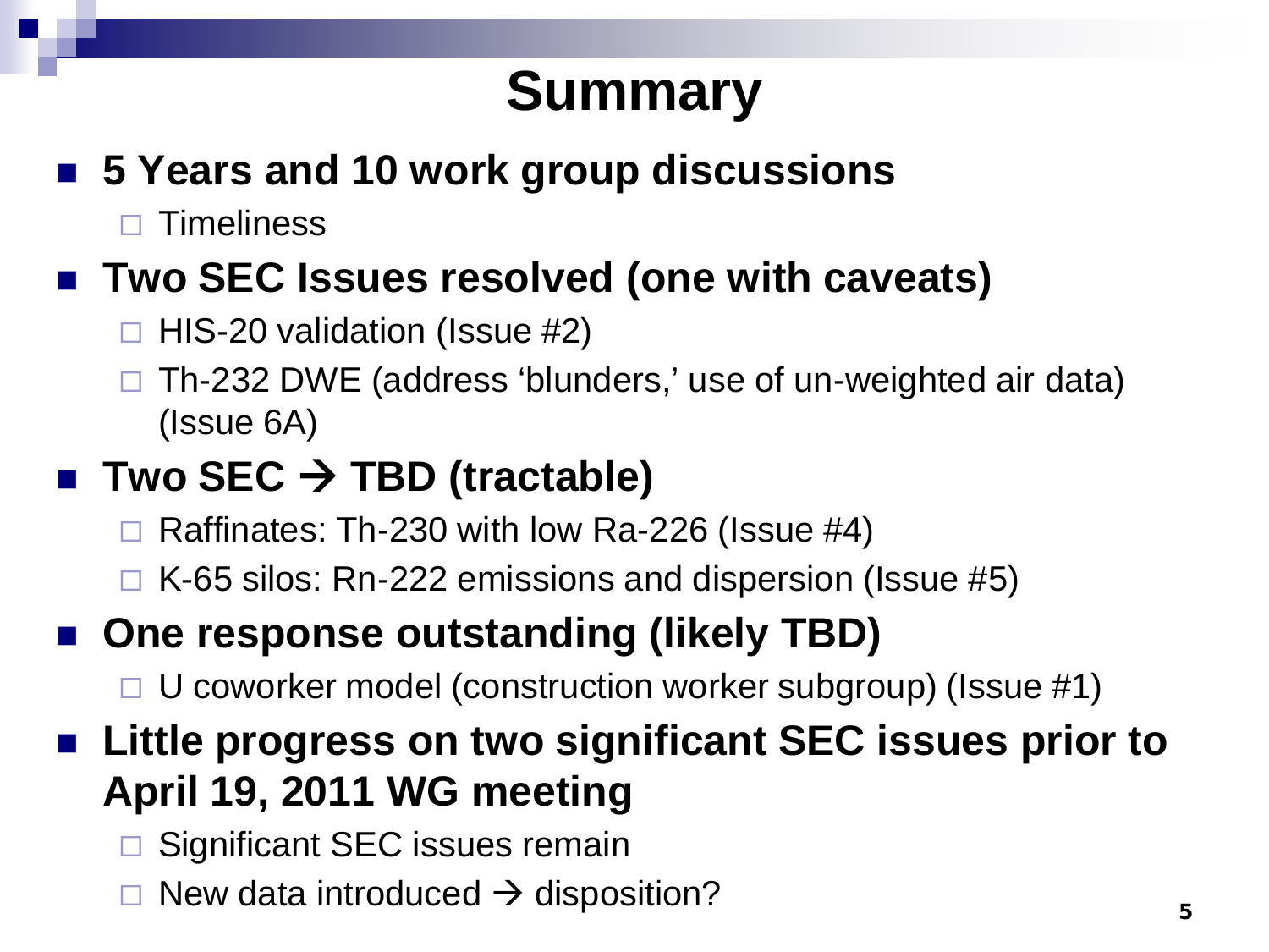# Summary

- **5 Years and 10 work group discussions**
  - Timeliness
- **Two SEC Issues resolved (one with caveats)**
  - HIS-20 validation (Issue #2)
  - Th-232 DWE (address 'blunders,' use of un-weighted air data) (Issue 6A)
- **Two SEC → TBD (tractable)**
  - Raffinates: Th-230 with low Ra-226 (Issue #4)
  - K-65 silos: Rn-222 emissions and dispersion (Issue #5)
- **One response outstanding (likely TBD)**
  - U coworker model (construction worker subgroup) (Issue #1)
- **Little progress on two significant SEC issues prior to April 19, 2011 WG meeting**
  - Significant SEC issues remain
  - New data introduced → disposition?